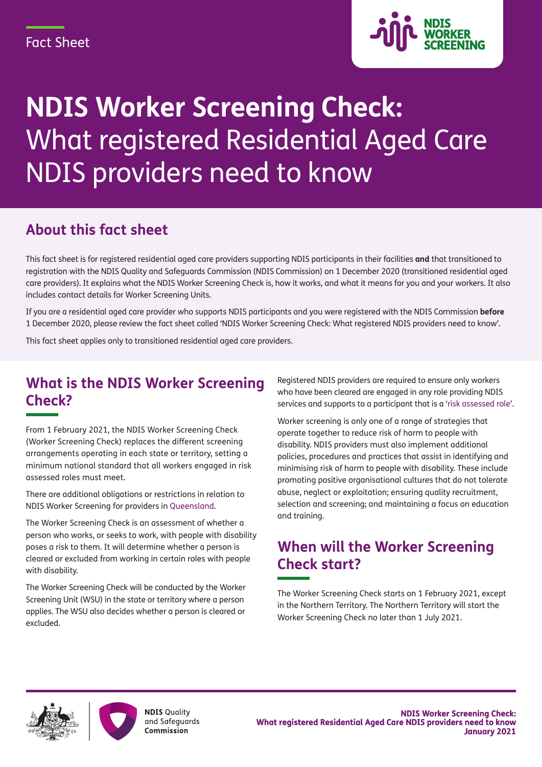Fact Sheet

# NDIS Worker Screening Check: What registered Residential Aged Care NDIS providers need to know

## About this fact sheet

This fact sheet is for registered residential aged care providers supporting NDIS participants in their facilities **and** that transitioned to registration with the NDIS Quality and Safeguards Commission (NDIS Commission) on 1 December 2020 (transitioned residential aged care providers). It explains what the NDIS Worker Screening Check is, how it works, and what it means for you and your workers. It also includes contact details for Worker Screening Units.

If you are a residential aged care provider who supports NDIS participants and you were registered with the NDIS Commission **before** 1 December 2020, please review the fact sheet called 'NDIS Worker Screening Check: What registered NDIS providers need to know'.

This fact sheet applies only to transitioned residential aged care providers.

## What is the NDIS Worker Screening Check?

From 1 February 2021, the NDIS Worker Screening Check (Worker Screening Check) replaces the different screening arrangements operating in each state or territory, setting a minimum national standard that all workers engaged in risk assessed roles must meet.

There are additional obligations or restrictions in relation to NDIS Worker Screening for providers in Queensland.

The Worker Screening Check is an assessment of whether a person who works, or seeks to work, with people with disability poses a risk to them. It will determine whether a person is cleared or excluded from working in certain roles with people with disability.

The Worker Screening Check will be conducted by the Worker Screening Unit (WSU) in the state or territory where a person applies. The WSU also decides whether a person is cleared or excluded.

Registered NDIS providers are required to ensure only workers who have been cleared are engaged in any role providing NDIS services and supports to a participant that is a 'risk assessed role'.

Worker screening is only one of a range of strategies that operate together to reduce risk of harm to people with disability. NDIS providers must also implement additional policies, procedures and practices that assist in identifying and minimising risk of harm to people with disability. These include promoting positive organisational cultures that do not tolerate abuse, neglect or exploitation; ensuring quality recruitment, selection and screening; and maintaining a focus on education and training.

## When will the Worker Screening Check start?

The Worker Screening Check starts on 1 February 2021, except in the Northern Territory. The Northern Territory will start the Worker Screening Check no later than 1 July 2021.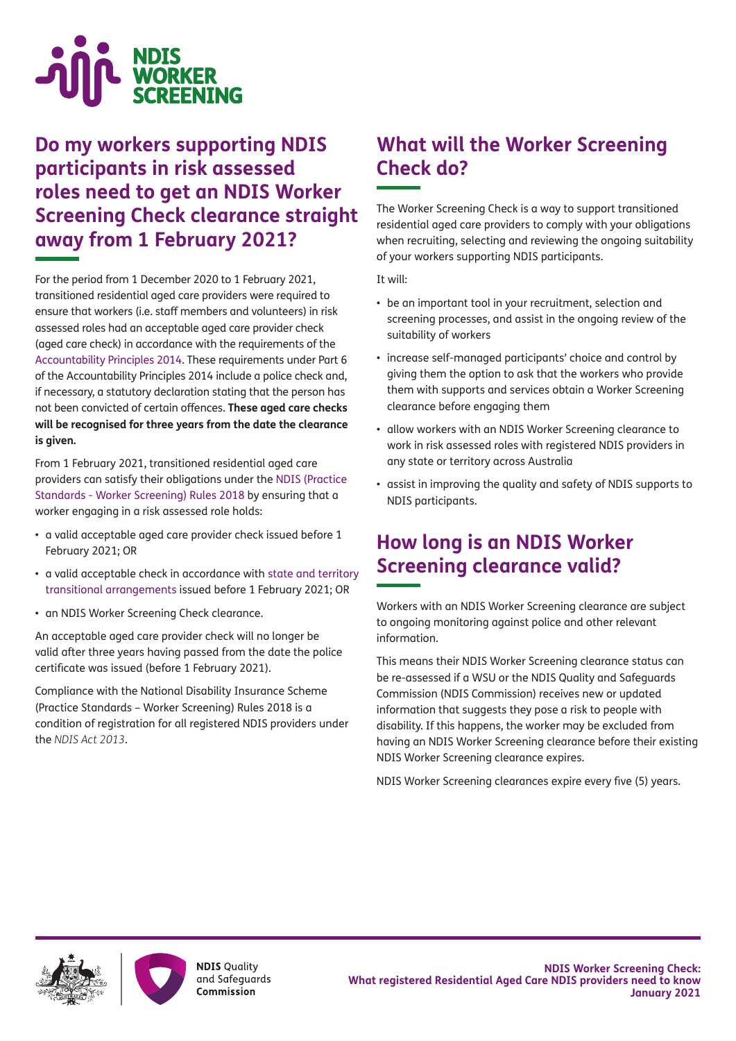## Do my workers supporting NDIS participants in risk assessed roles need to get an NDIS Worker Screening Check clearance straight away from 1 February 2021?

For the period from 1 December 2020 to 1 February 2021, transitioned residential aged care providers were required to ensure that workers (i.e. staff members and volunteers) in risk assessed roles had an acceptable aged care provider check (aged care check) in accordance with the requirements of the Accountability Principles 2014. These requirements under Part 6 of the Accountability Principles 2014 include a police check and, if necessary, a statutory declaration stating that the person has not been convicted of certain offences. **These aged care checks will be recognised for three years from the date the clearance is given.**

From 1 February 2021, transitioned residential aged care providers can satisfy their obligations under the NDIS (Practice Standards - Worker Screening) Rules 2018 by ensuring that a worker engaging in a risk assessed role holds:

- a valid acceptable aged care provider check issued before 1 February 2021; OR
- a valid acceptable check in accordance with state and territory transitional arrangements issued before 1 February 2021; OR
- an NDIS Worker Screening Check clearance.

An acceptable aged care provider check will no longer be valid after three years having passed from the date the police certificate was issued (before 1 February 2021).

Compliance with the National Disability Insurance Scheme (Practice Standards – Worker Screening) Rules 2018 is a condition of registration for all registered NDIS providers under the *NDIS Act 2013*.

## What will the Worker Screening Check do?

The Worker Screening Check is a way to support transitioned residential aged care providers to comply with your obligations when recruiting, selecting and reviewing the ongoing suitability of your workers supporting NDIS participants.

It will:

- be an important tool in your recruitment, selection and screening processes, and assist in the ongoing review of the suitability of workers
- increase self-managed participants' choice and control by giving them the option to ask that the workers who provide them with supports and services obtain a Worker Screening clearance before engaging them
- allow workers with an NDIS Worker Screening clearance to work in risk assessed roles with registered NDIS providers in any state or territory across Australia
- assist in improving the quality and safety of NDIS supports to NDIS participants.

## How long is an NDIS Worker Screening clearance valid?

Workers with an NDIS Worker Screening clearance are subject to ongoing monitoring against police and other relevant information.

This means their NDIS Worker Screening clearance status can be re-assessed if a WSU or the NDIS Quality and Safeguards Commission (NDIS Commission) receives new or updated information that suggests they pose a risk to people with disability. If this happens, the worker may be excluded from having an NDIS Worker Screening clearance before their existing NDIS Worker Screening clearance expires.

NDIS Worker Screening clearances expire every five (5) years.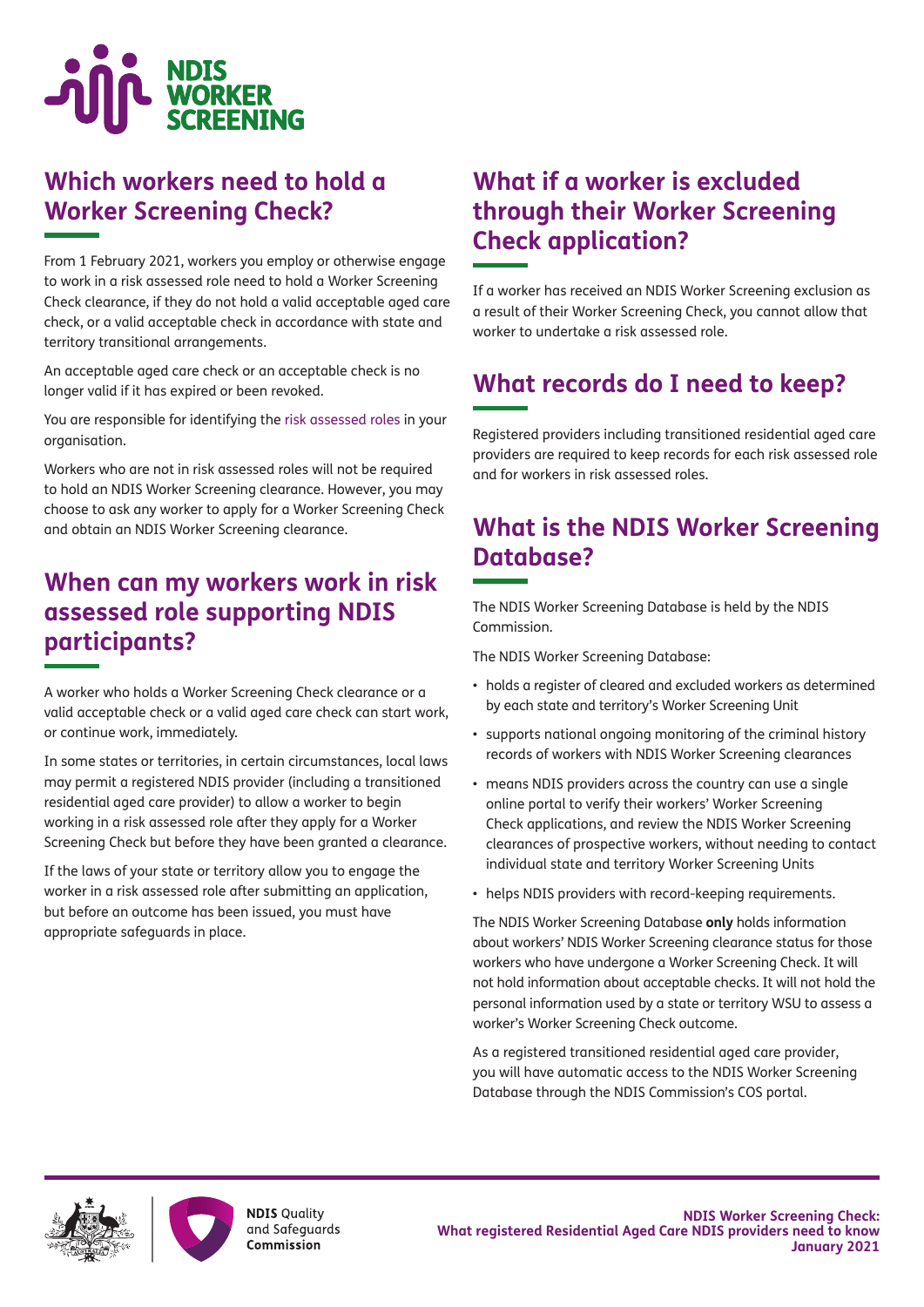## Which workers need to hold a Worker Screening Check?

From 1 February 2021, workers you employ or otherwise engage to work in a risk assessed role need to hold a Worker Screening Check clearance, if they do not hold a valid acceptable aged care check, or a valid acceptable check in accordance with state and territory transitional arrangements.

An acceptable aged care check or an acceptable check is no longer valid if it has expired or been revoked.

You are responsible for identifying the risk assessed roles in your organisation.

Workers who are not in risk assessed roles will not be required to hold an NDIS Worker Screening clearance. However, you may choose to ask any worker to apply for a Worker Screening Check and obtain an NDIS Worker Screening clearance.

## When can my workers work in risk assessed role supporting NDIS participants?

A worker who holds a Worker Screening Check clearance or a valid acceptable check or a valid aged care check can start work, or continue work, immediately.

In some states or territories, in certain circumstances, local laws may permit a registered NDIS provider (including a transitioned residential aged care provider) to allow a worker to begin working in a risk assessed role after they apply for a Worker Screening Check but before they have been granted a clearance.

If the laws of your state or territory allow you to engage the worker in a risk assessed role after submitting an application, but before an outcome has been issued, you must have appropriate safeguards in place.

## What if a worker is excluded through their Worker Screening Check application?

If a worker has received an NDIS Worker Screening exclusion as a result of their Worker Screening Check, you cannot allow that worker to undertake a risk assessed role.

## What records do I need to keep?

Registered providers including transitioned residential aged care providers are required to keep records for each risk assessed role and for workers in risk assessed roles.

## What is the NDIS Worker Screening Database?

The NDIS Worker Screening Database is held by the NDIS Commission.

The NDIS Worker Screening Database:

- holds a register of cleared and excluded workers as determined by each state and territory's Worker Screening Unit
- supports national ongoing monitoring of the criminal history records of workers with NDIS Worker Screening clearances
- means NDIS providers across the country can use a single online portal to verify their workers' Worker Screening Check applications, and review the NDIS Worker Screening clearances of prospective workers, without needing to contact individual state and territory Worker Screening Units
- helps NDIS providers with record-keeping requirements.

The NDIS Worker Screening Database **only** holds information about workers' NDIS Worker Screening clearance status for those workers who have undergone a Worker Screening Check. It will not hold information about acceptable checks. It will not hold the personal information used by a state or territory WSU to assess a worker's Worker Screening Check outcome.

As a registered transitioned residential aged care provider, you will have automatic access to the NDIS Worker Screening Database through the NDIS Commission's COS portal.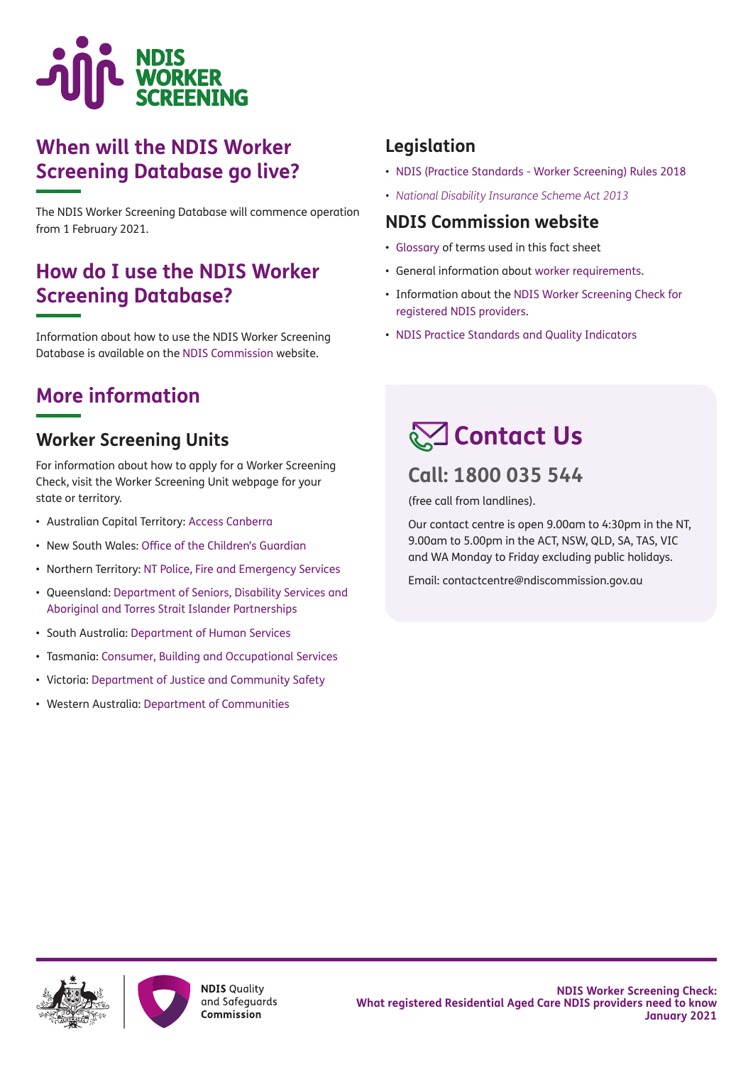# NDIS WORKER SCREENING

## When will the NDIS Worker Screening Database go live?

The NDIS Worker Screening Database will commence operation from 1 February 2021.

## How do I use the NDIS Worker Screening Database?

Information about how to use the NDIS Worker Screening Database is available on the NDIS Commission website.

## More information

### Worker Screening Units

For information about how to apply for a Worker Screening Check, visit the Worker Screening Unit webpage for your state or territory.

- Australian Capital Territory: Access Canberra
- New South Wales: Office of the Children's Guardian
- Northern Territory: NT Police, Fire and Emergency Services
- Queensland: Department of Seniors, Disability Services and Aboriginal and Torres Strait Islander Partnerships
- South Australia: Department of Human Services
- Tasmania: Consumer, Building and Occupational Services
- Victoria: Department of Justice and Community Safety
- Western Australia: Department of Communities

### Legislation

- NDIS (Practice Standards - Worker Screening) Rules 2018
- *National Disability Insurance Scheme Act 2013*

### NDIS Commission website

- Glossary of terms used in this fact sheet
- General information about worker requirements.
- Information about the NDIS Worker Screening Check for registered NDIS providers.
- NDIS Practice Standards and Quality Indicators

## Contact Us

### Call: 1800 035 544

(free call from landlines).

Our contact centre is open 9.00am to 4:30pm in the NT, 9.00am to 5.00pm in the ACT, NSW, QLD, SA, TAS, VIC and WA Monday to Friday excluding public holidays.

Email: contactcentre@ndiscommission.gov.au

**NDIS** Quality and Safeguards **Commission**

**NDIS Worker Screening Check: What registered Residential Aged Care NDIS providers need to know January 2021**